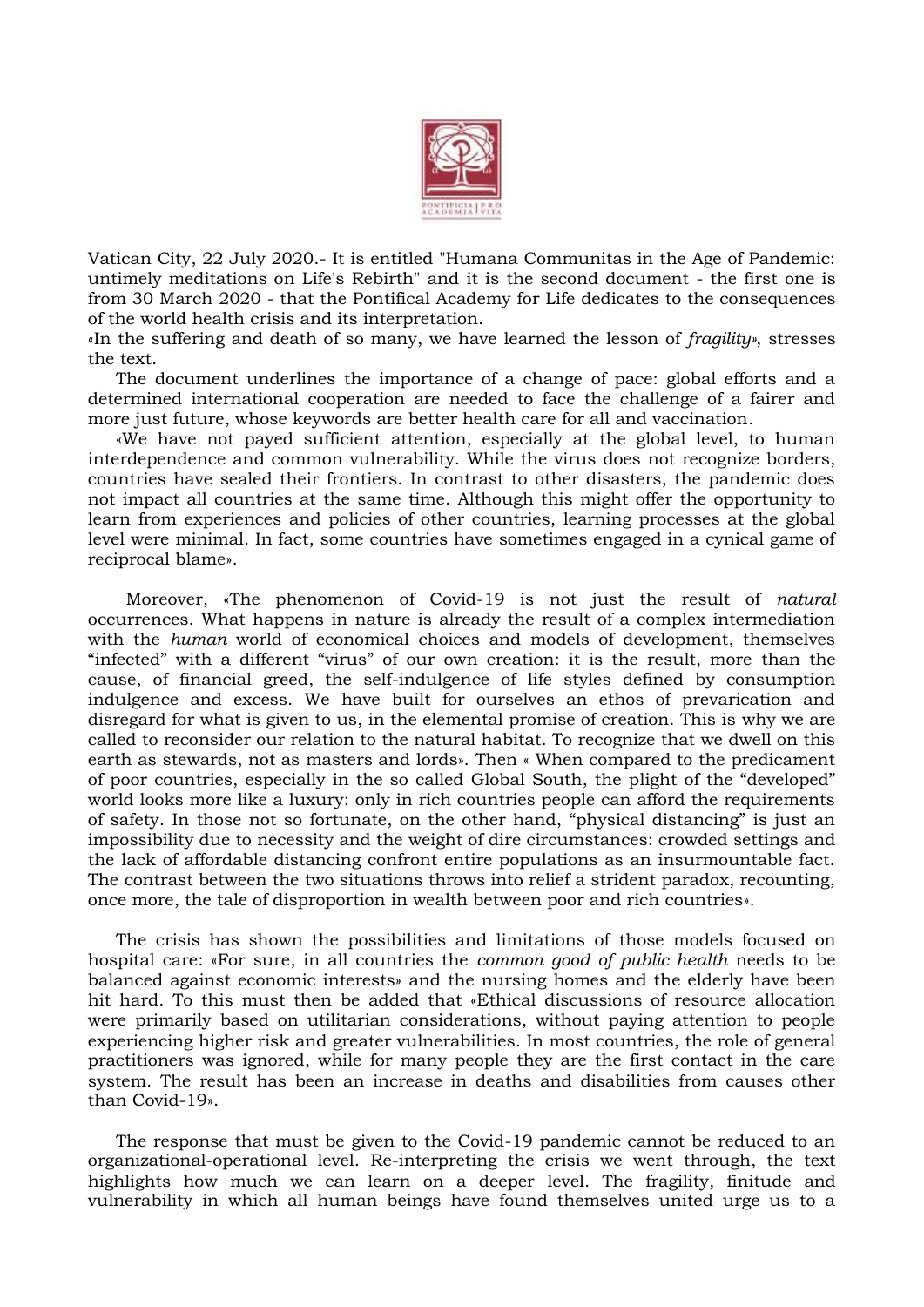Vatican City, 22 July 2020.- It is entitled "Humana Communitas in the Age of Pandemic: untimely meditations on Life's Rebirth" and it is the second document - the first one is from 30 March 2020 - that the Pontifical Academy for Life dedicates to the consequences of the world health crisis and its interpretation.

«In the suffering and death of so many, we have learned the lesson of *fragility*», stresses the text.

The document underlines the importance of a change of pace: global efforts and a determined international cooperation are needed to face the challenge of a fairer and more just future, whose keywords are better health care for all and vaccination.

«We have not payed sufficient attention, especially at the global level, to human interdependence and common vulnerability. While the virus does not recognize borders, countries have sealed their frontiers. In contrast to other disasters, the pandemic does not impact all countries at the same time. Although this might offer the opportunity to learn from experiences and policies of other countries, learning processes at the global level were minimal. In fact, some countries have sometimes engaged in a cynical game of reciprocal blame».

Moreover, «The phenomenon of Covid-19 is not just the result of *natural* occurrences. What happens in nature is already the result of a complex intermediation with the *human* world of economical choices and models of development, themselves "infected" with a different "virus" of our own creation: it is the result, more than the cause, of financial greed, the self-indulgence of life styles defined by consumption indulgence and excess. We have built for ourselves an ethos of prevarication and disregard for what is given to us, in the elemental promise of creation. This is why we are called to reconsider our relation to the natural habitat. To recognize that we dwell on this earth as stewards, not as masters and lords». Then « When compared to the predicament of poor countries, especially in the so called Global South, the plight of the "developed" world looks more like a luxury: only in rich countries people can afford the requirements of safety. In those not so fortunate, on the other hand, "physical distancing" is just an impossibility due to necessity and the weight of dire circumstances: crowded settings and the lack of affordable distancing confront entire populations as an insurmountable fact. The contrast between the two situations throws into relief a strident paradox, recounting, once more, the tale of disproportion in wealth between poor and rich countries».

The crisis has shown the possibilities and limitations of those models focused on hospital care: «For sure, in all countries the *common good of public health* needs to be balanced against economic interests» and the nursing homes and the elderly have been hit hard. To this must then be added that «Ethical discussions of resource allocation were primarily based on utilitarian considerations, without paying attention to people experiencing higher risk and greater vulnerabilities. In most countries, the role of general practitioners was ignored, while for many people they are the first contact in the care system. The result has been an increase in deaths and disabilities from causes other than Covid-19».

The response that must be given to the Covid-19 pandemic cannot be reduced to an organizational-operational level. Re-interpreting the crisis we went through, the text highlights how much we can learn on a deeper level. The fragility, finitude and vulnerability in which all human beings have found themselves united urge us to a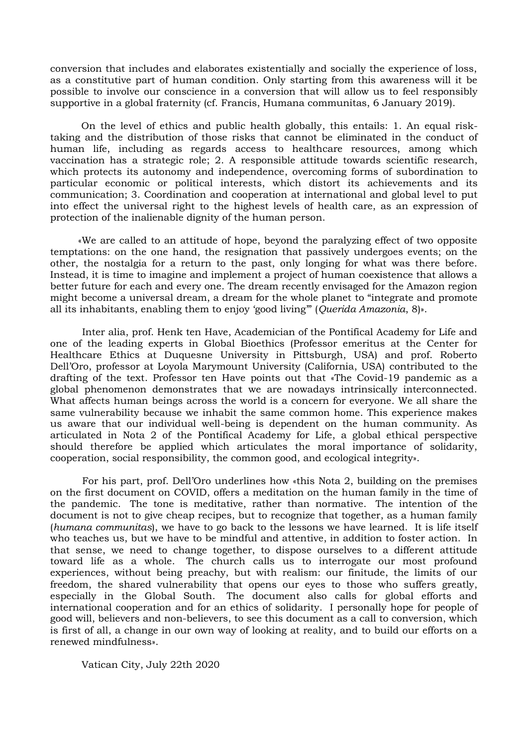conversion that includes and elaborates existentially and socially the experience of loss, as a constitutive part of human condition. Only starting from this awareness will it be possible to involve our conscience in a conversion that will allow us to feel responsibly supportive in a global fraternity (cf. Francis, Humana communitas, 6 January 2019).

On the level of ethics and public health globally, this entails: 1. An equal risk-taking and the distribution of those risks that cannot be eliminated in the conduct of human life, including as regards access to healthcare resources, among which vaccination has a strategic role; 2. A responsible attitude towards scientific research, which protects its autonomy and independence, overcoming forms of subordination to particular economic or political interests, which distort its achievements and its communication; 3. Coordination and cooperation at international and global level to put into effect the universal right to the highest levels of health care, as an expression of protection of the inalienable dignity of the human person.

«We are called to an attitude of hope, beyond the paralyzing effect of two opposite temptations: on the one hand, the resignation that passively undergoes events; on the other, the nostalgia for a return to the past, only longing for what was there before. Instead, it is time to imagine and implement a project of human coexistence that allows a better future for each and every one. The dream recently envisaged for the Amazon region might become a universal dream, a dream for the whole planet to "integrate and promote all its inhabitants, enabling them to enjoy 'good living'" (*Querida Amazonia*, 8)».

Inter alia, prof. Henk ten Have, Academician of the Pontifical Academy for Life and one of the leading experts in Global Bioethics (Professor emeritus at the Center for Healthcare Ethics at Duquesne University in Pittsburgh, USA) and prof. Roberto Dell'Oro, professor at Loyola Marymount University (California, USA) contributed to the drafting of the text. Professor ten Have points out that «The Covid-19 pandemic as a global phenomenon demonstrates that we are nowadays intrinsically interconnected. What affects human beings across the world is a concern for everyone. We all share the same vulnerability because we inhabit the same common home. This experience makes us aware that our individual well-being is dependent on the human community. As articulated in Nota 2 of the Pontifical Academy for Life, a global ethical perspective should therefore be applied which articulates the moral importance of solidarity, cooperation, social responsibility, the common good, and ecological integrity».

For his part, prof. Dell'Oro underlines how «this Nota 2, building on the premises on the first document on COVID, offers a meditation on the human family in the time of the pandemic. The tone is meditative, rather than normative. The intention of the document is not to give cheap recipes, but to recognize that together, as a human family (*humana communitas*), we have to go back to the lessons we have learned. It is life itself who teaches us, but we have to be mindful and attentive, in addition to foster action. In that sense, we need to change together, to dispose ourselves to a different attitude toward life as a whole. The church calls us to interrogate our most profound experiences, without being preachy, but with realism: our finitude, the limits of our freedom, the shared vulnerability that opens our eyes to those who suffers greatly, especially in the Global South. The document also calls for global efforts and international cooperation and for an ethics of solidarity. I personally hope for people of good will, believers and non-believers, to see this document as a call to conversion, which is first of all, a change in our own way of looking at reality, and to build our efforts on a renewed mindfulness».

Vatican City, July 22th 2020